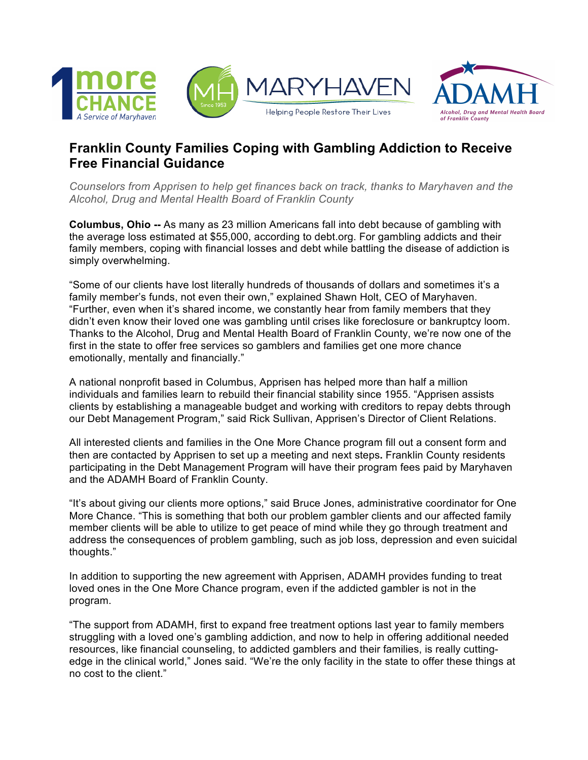# Franklin County Families Coping with Gambling Addiction to Receive Free Financial Guidance

*Counselors from Apprisen to help get finances back on track, thanks to Maryhaven and the Alcohol, Drug and Mental Health Board of Franklin County*

**Columbus, Ohio --** As many as 23 million Americans fall into debt because of gambling with the average loss estimated at $55,000, according to debt.org. For gambling addicts and their family members, coping with financial losses and debt while battling the disease of addiction is simply overwhelming.

"Some of our clients have lost literally hundreds of thousands of dollars and sometimes it's a family member's funds, not even their own," explained Shawn Holt, CEO of Maryhaven. "Further, even when it's shared income, we constantly hear from family members that they didn't even know their loved one was gambling until crises like foreclosure or bankruptcy loom. Thanks to the Alcohol, Drug and Mental Health Board of Franklin County, we're now one of the first in the state to offer free services so gamblers and families get one more chance emotionally, mentally and financially."

A national nonprofit based in Columbus, Apprisen has helped more than half a million individuals and families learn to rebuild their financial stability since 1955. "Apprisen assists clients by establishing a manageable budget and working with creditors to repay debts through our Debt Management Program," said Rick Sullivan, Apprisen's Director of Client Relations.

All interested clients and families in the One More Chance program fill out a consent form and then are contacted by Apprisen to set up a meeting and next steps**.** Franklin County residents participating in the Debt Management Program will have their program fees paid by Maryhaven and the ADAMH Board of Franklin County.

"It's about giving our clients more options," said Bruce Jones, administrative coordinator for One More Chance. "This is something that both our problem gambler clients and our affected family member clients will be able to utilize to get peace of mind while they go through treatment and address the consequences of problem gambling, such as job loss, depression and even suicidal thoughts."

In addition to supporting the new agreement with Apprisen, ADAMH provides funding to treat loved ones in the One More Chance program, even if the addicted gambler is not in the program.

"The support from ADAMH, first to expand free treatment options last year to family members struggling with a loved one's gambling addiction, and now to help in offering additional needed resources, like financial counseling, to addicted gamblers and their families, is really cutting-edge in the clinical world," Jones said. "We're the only facility in the state to offer these things at no cost to the client."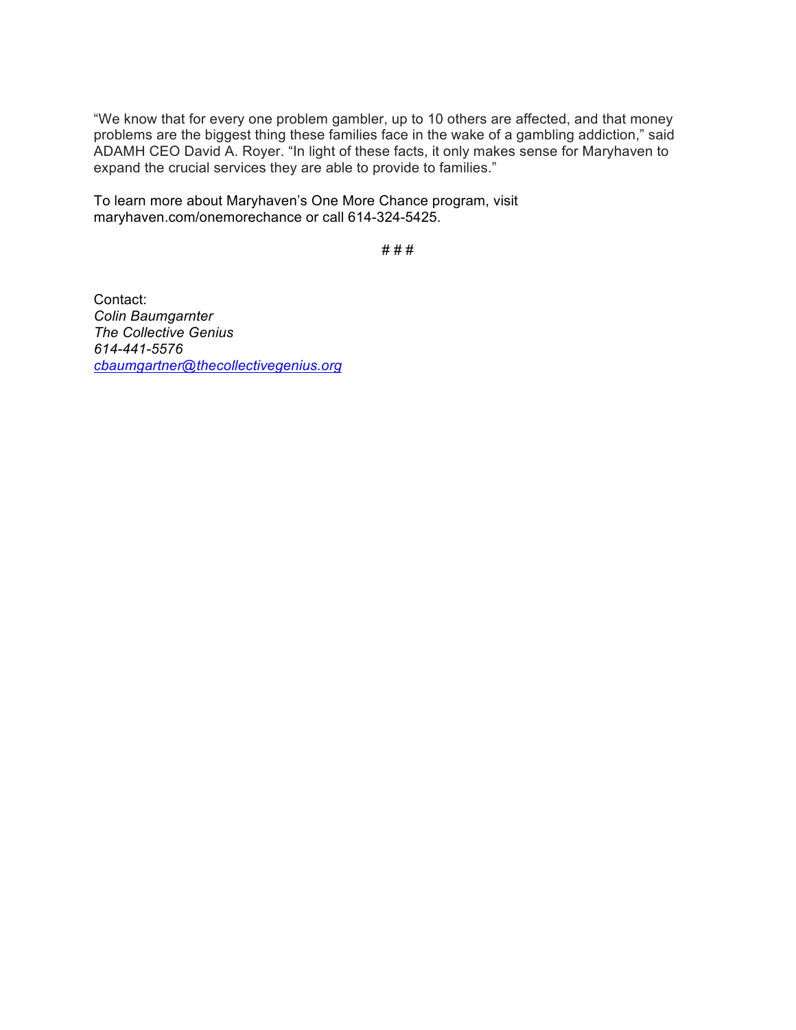"We know that for every one problem gambler, up to 10 others are affected, and that money problems are the biggest thing these families face in the wake of a gambling addiction," said ADAMH CEO David A. Royer. "In light of these facts, it only makes sense for Maryhaven to expand the crucial services they are able to provide to families."

To learn more about Maryhaven's One More Chance program, visit maryhaven.com/onemorechance or call 614-324-5425.

# # #

Contact:
*Colin Baumgarnter*
*The Collective Genius*
*614-441-5576*
*cbaumgartner@thecollectivegenius.org*